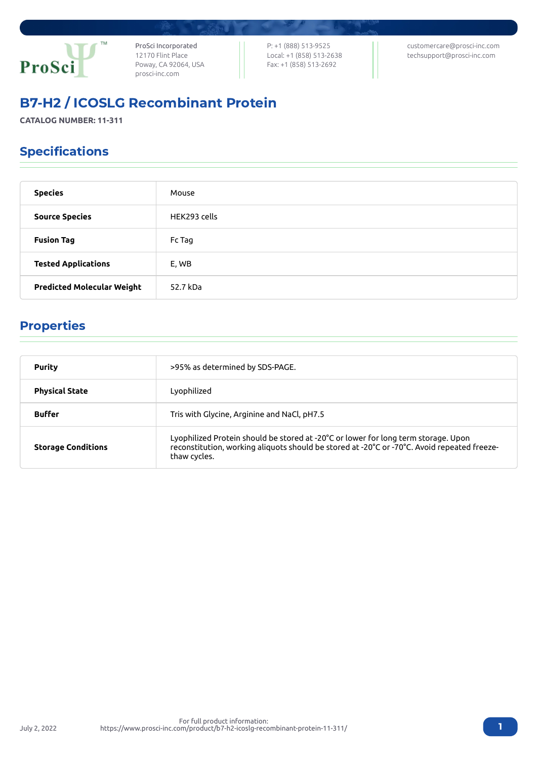ProSci Incorporated
12170 Flint Place
Poway, CA 92064, USA
prosci-inc.com

P: +1 (888) 513-9525
Local: +1 (858) 513-2638
Fax: +1 (858) 513-2692

customercare@prosci-inc.com
techsupport@prosci-inc.com

# B7-H2 / ICOSLG Recombinant Protein

**CATALOG NUMBER: 11-311**

## Specifications

| | |
|---|---|
| **Species** | Mouse |
| **Source Species** | HEK293 cells |
| **Fusion Tag** | Fc Tag |
| **Tested Applications** | E, WB |
| **Predicted Molecular Weight** | 52.7 kDa |

## Properties

| | |
|---|---|
| **Purity** | >95% as determined by SDS-PAGE. |
| **Physical State** | Lyophilized |
| **Buffer** | Tris with Glycine, Arginine and NaCl, pH7.5 |
| **Storage Conditions** | Lyophilized Protein should be stored at -20°C or lower for long term storage. Upon reconstitution, working aliquots should be stored at -20°C or -70°C. Avoid repeated freeze-thaw cycles. |

July 2, 2022

For full product information:
https://www.prosci-inc.com/product/b7-h2-icoslg-recombinant-protein-11-311/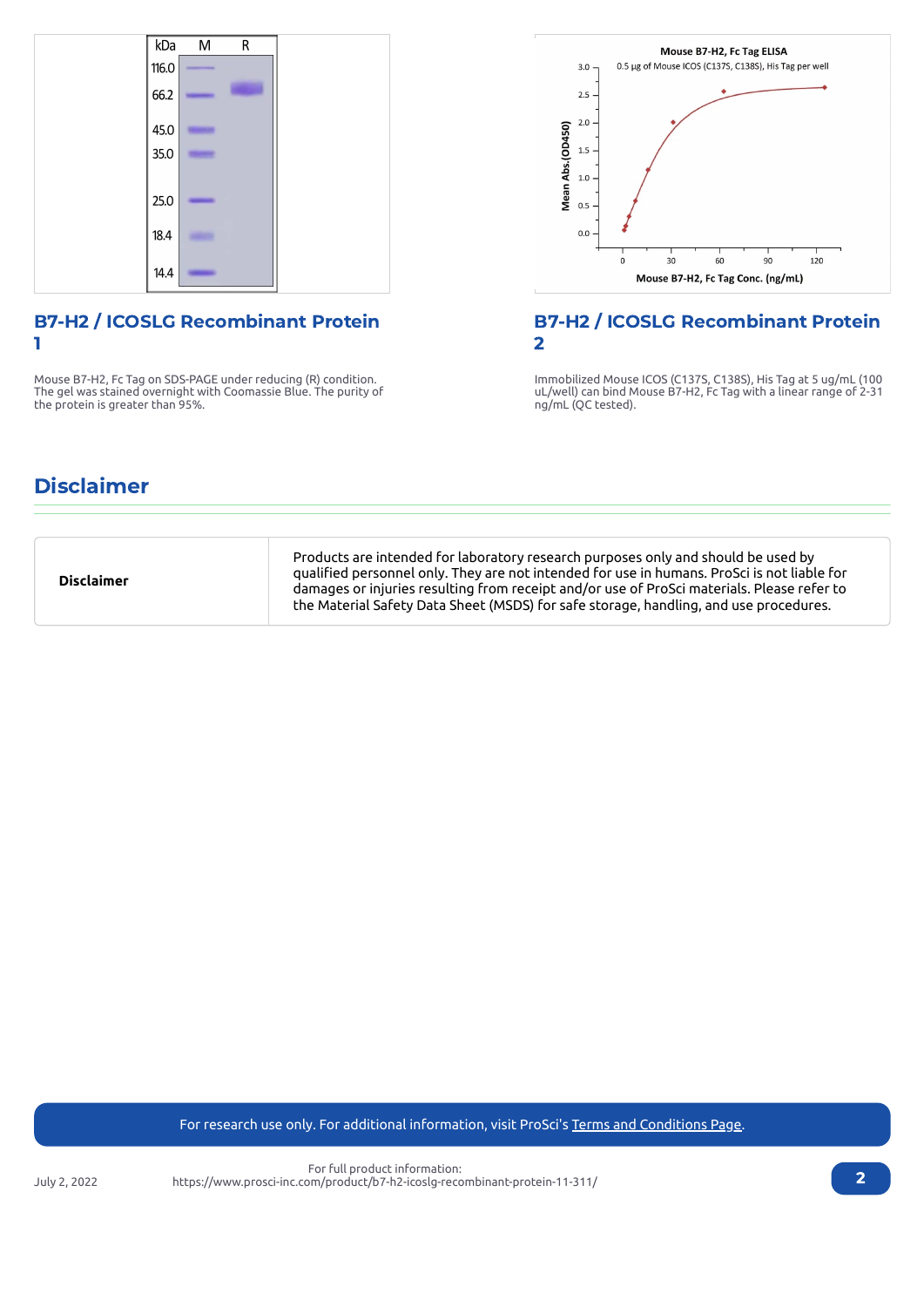kDa M R
116.0
66.2
45.0
35.0
25.0
18.4
14.4

## B7-H2 / ICOSLG Recombinant Protein 1

Mouse B7-H2, Fc Tag on SDS-PAGE under reducing (R) condition. The gel was stained overnight with Coomassie Blue. The purity of the protein is greater than 95%.

Mouse B7-H2, Fc Tag ELISA
0.5 μg of Mouse ICOS (C137S, C138S), His Tag per well
Mean Abs.(OD450)
3.0
2.5
2.0
1.5
1.0
0.5
0.0
0
30
60
90
120
Mouse B7-H2, Fc Tag Conc. (ng/mL)

## B7-H2 / ICOSLG Recombinant Protein 2

Immobilized Mouse ICOS (C137S, C138S), His Tag at 5 ug/mL (100 uL/well) can bind Mouse B7-H2, Fc Tag with a linear range of 2-31 ng/mL (QC tested).

# Disclaimer

| | |
|---|---|
| **Disclaimer** | Products are intended for laboratory research purposes only and should be used by qualified personnel only. They are not intended for use in humans. ProSci is not liable for damages or injuries resulting from receipt and/or use of ProSci materials. Please refer to the Material Safety Data Sheet (MSDS) for safe storage, handling, and use procedures. |

For research use only. For additional information, visit ProSci's Terms and Conditions Page.

July 2, 2022

For full product information:
https://www.prosci-inc.com/product/b7-h2-icoslg-recombinant-protein-11-311/